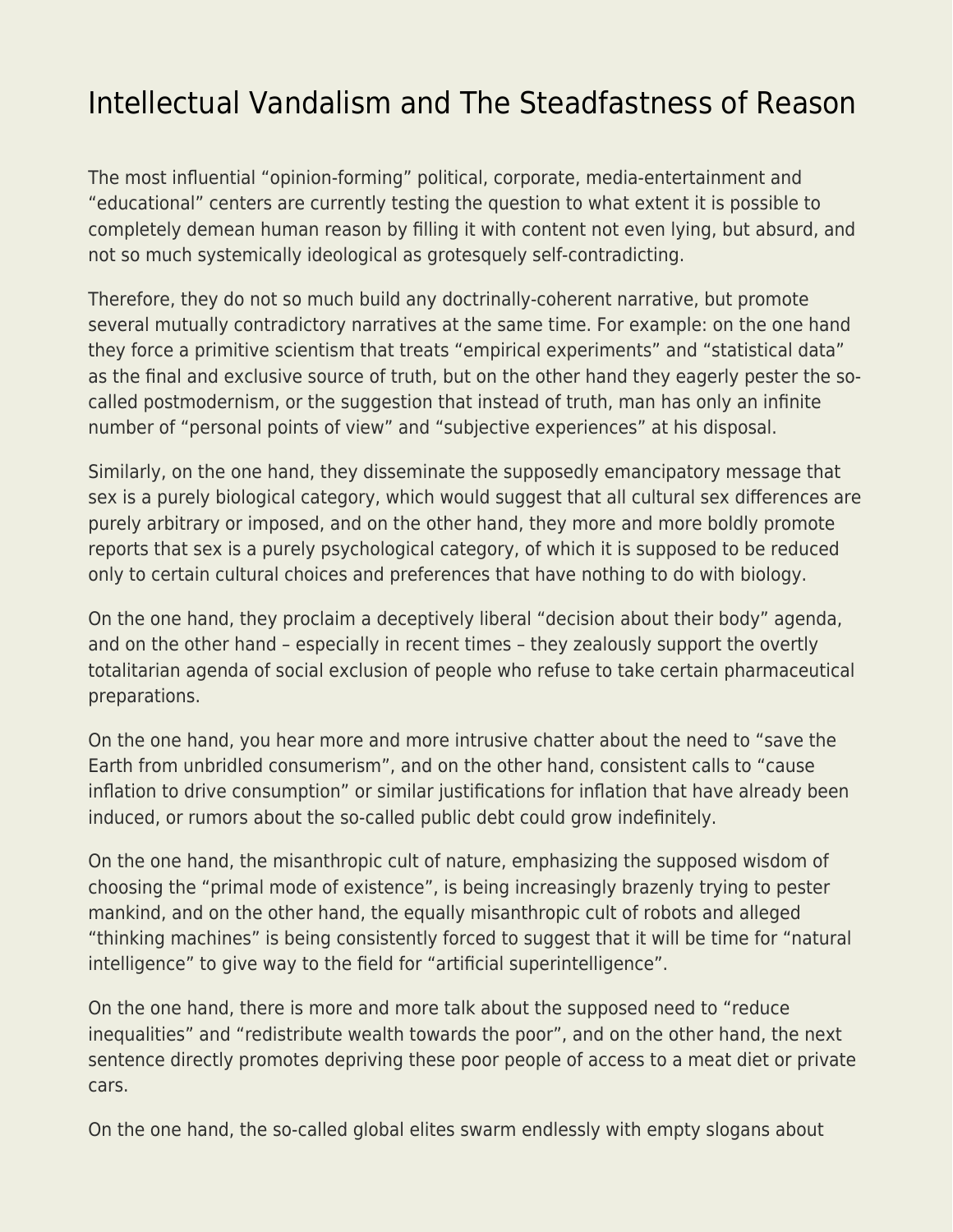# Intellectual Vandalism and The Steadfastness of Reason

The most influential “opinion-forming” political, corporate, media-entertainment and “educational” centers are currently testing the question to what extent it is possible to completely demean human reason by filling it with content not even lying, but absurd, and not so much systemically ideological as grotesquely self-contradicting.

Therefore, they do not so much build any doctrinally-coherent narrative, but promote several mutually contradictory narratives at the same time. For example: on the one hand they force a primitive scientism that treats “empirical experiments” and “statistical data” as the final and exclusive source of truth, but on the other hand they eagerly pester the so-called postmodernism, or the suggestion that instead of truth, man has only an infinite number of “personal points of view” and “subjective experiences” at his disposal.

Similarly, on the one hand, they disseminate the supposedly emancipatory message that sex is a purely biological category, which would suggest that all cultural sex differences are purely arbitrary or imposed, and on the other hand, they more and more boldly promote reports that sex is a purely psychological category, of which it is supposed to be reduced only to certain cultural choices and preferences that have nothing to do with biology.

On the one hand, they proclaim a deceptively liberal “decision about their body” agenda, and on the other hand – especially in recent times – they zealously support the overtly totalitarian agenda of social exclusion of people who refuse to take certain pharmaceutical preparations.

On the one hand, you hear more and more intrusive chatter about the need to “save the Earth from unbridled consumerism”, and on the other hand, consistent calls to “cause inflation to drive consumption” or similar justifications for inflation that have already been induced, or rumors about the so-called public debt could grow indefinitely.

On the one hand, the misanthropic cult of nature, emphasizing the supposed wisdom of choosing the “primal mode of existence”, is being increasingly brazenly trying to pester mankind, and on the other hand, the equally misanthropic cult of robots and alleged “thinking machines” is being consistently forced to suggest that it will be time for “natural intelligence” to give way to the field for “artificial superintelligence”.

On the one hand, there is more and more talk about the supposed need to “reduce inequalities” and “redistribute wealth towards the poor”, and on the other hand, the next sentence directly promotes depriving these poor people of access to a meat diet or private cars.

On the one hand, the so-called global elites swarm endlessly with empty slogans about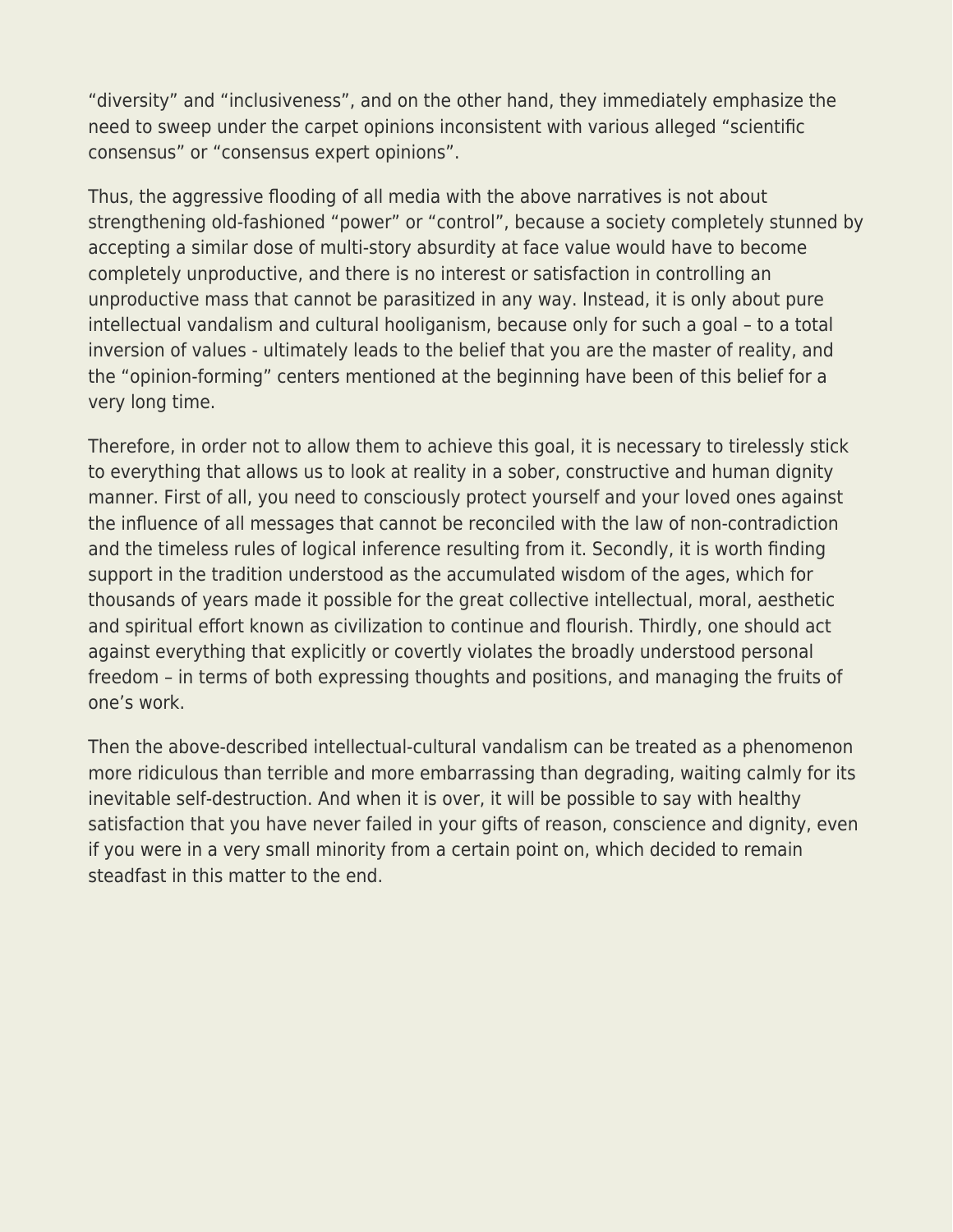“diversity” and “inclusiveness”, and on the other hand, they immediately emphasize the need to sweep under the carpet opinions inconsistent with various alleged “scientific consensus” or “consensus expert opinions”.

Thus, the aggressive flooding of all media with the above narratives is not about strengthening old-fashioned “power” or “control”, because a society completely stunned by accepting a similar dose of multi-story absurdity at face value would have to become completely unproductive, and there is no interest or satisfaction in controlling an unproductive mass that cannot be parasitized in any way. Instead, it is only about pure intellectual vandalism and cultural hooliganism, because only for such a goal – to a total inversion of values - ultimately leads to the belief that you are the master of reality, and the “opinion-forming” centers mentioned at the beginning have been of this belief for a very long time.

Therefore, in order not to allow them to achieve this goal, it is necessary to tirelessly stick to everything that allows us to look at reality in a sober, constructive and human dignity manner. First of all, you need to consciously protect yourself and your loved ones against the influence of all messages that cannot be reconciled with the law of non-contradiction and the timeless rules of logical inference resulting from it. Secondly, it is worth finding support in the tradition understood as the accumulated wisdom of the ages, which for thousands of years made it possible for the great collective intellectual, moral, aesthetic and spiritual effort known as civilization to continue and flourish. Thirdly, one should act against everything that explicitly or covertly violates the broadly understood personal freedom – in terms of both expressing thoughts and positions, and managing the fruits of one’s work.

Then the above-described intellectual-cultural vandalism can be treated as a phenomenon more ridiculous than terrible and more embarrassing than degrading, waiting calmly for its inevitable self-destruction. And when it is over, it will be possible to say with healthy satisfaction that you have never failed in your gifts of reason, conscience and dignity, even if you were in a very small minority from a certain point on, which decided to remain steadfast in this matter to the end.